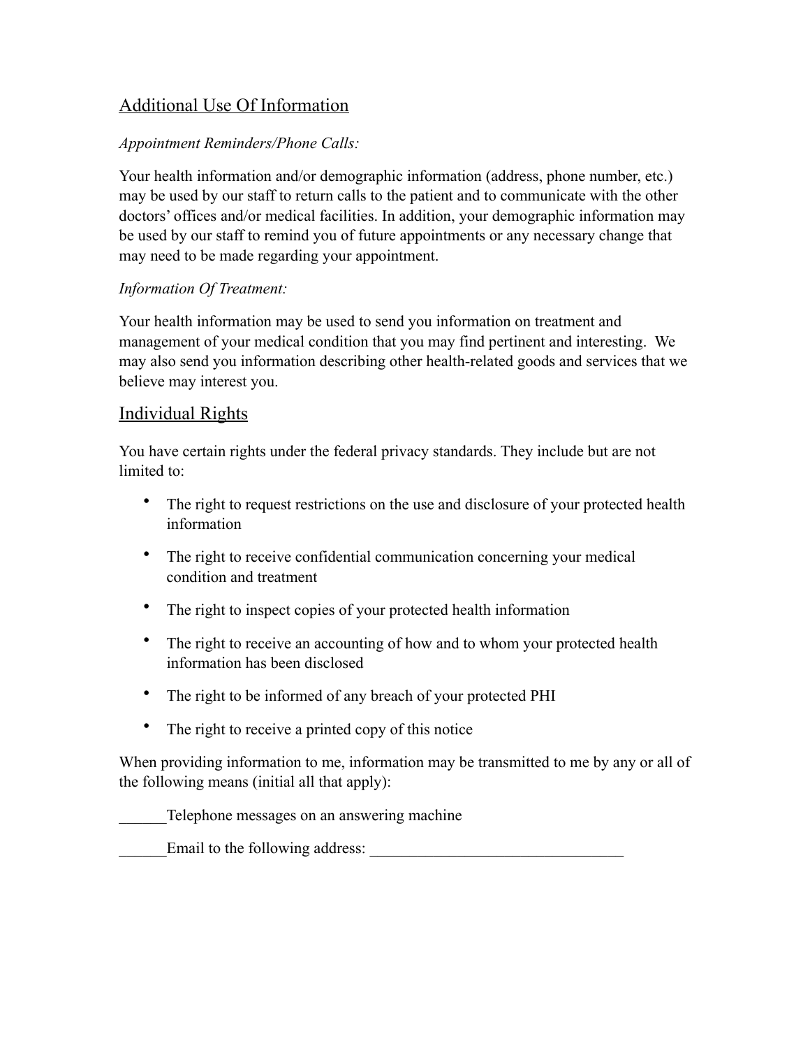## Additional Use Of Information

*Appointment Reminders/Phone Calls:*

Your health information and/or demographic information (address, phone number, etc.) may be used by our staff to return calls to the patient and to communicate with the other doctors' offices and/or medical facilities. In addition, your demographic information may be used by our staff to remind you of future appointments or any necessary change that may need to be made regarding your appointment.

*Information Of Treatment:*

Your health information may be used to send you information on treatment and management of your medical condition that you may find pertinent and interesting. We may also send you information describing other health-related goods and services that we believe may interest you.

## Individual Rights

You have certain rights under the federal privacy standards. They include but are not limited to:

- The right to request restrictions on the use and disclosure of your protected health information
- The right to receive confidential communication concerning your medical condition and treatment
- The right to inspect copies of your protected health information
- The right to receive an accounting of how and to whom your protected health information has been disclosed
- The right to be informed of any breach of your protected PHI
- The right to receive a printed copy of this notice

When providing information to me, information may be transmitted to me by any or all of the following means (initial all that apply):

______Telephone messages on an answering machine

______Email to the following address: ________________________________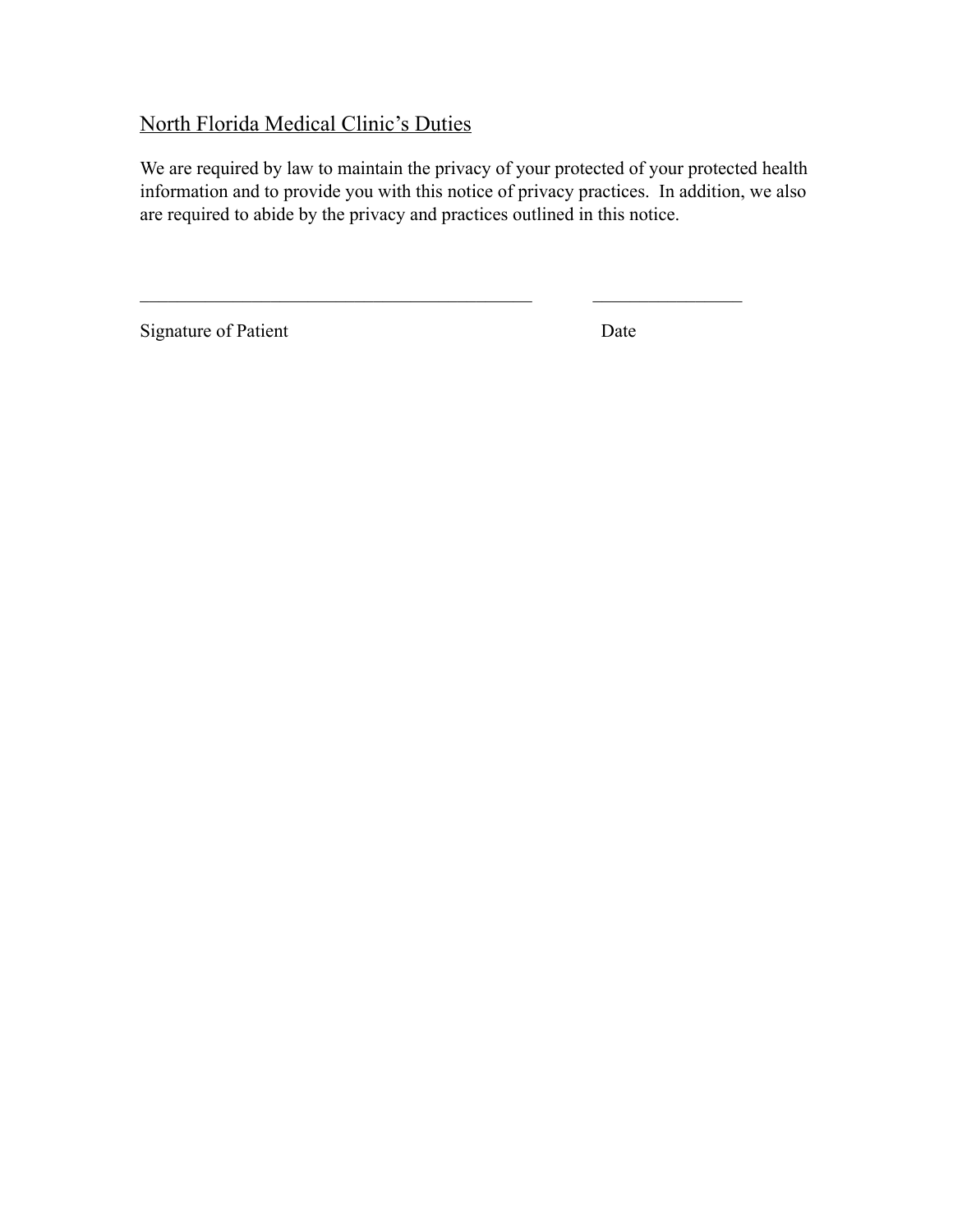<u>North Florida Medical Clinic's Duties</u>

We are required by law to maintain the privacy of your protected of your protected health information and to provide you with this notice of privacy practices. In addition, we also are required to abide by the privacy and practices outlined in this notice.

\_\_\_\_\_\_\_\_\_\_\_\_\_\_\_\_\_\_\_\_\_\_\_\_\_\_\_\_\_\_\_\_\_\_\_\_\_\_\_\_\_\_\_\_ \_\_\_\_\_\_\_\_\_\_\_\_\_\_\_\_\_

Signature of Patient Date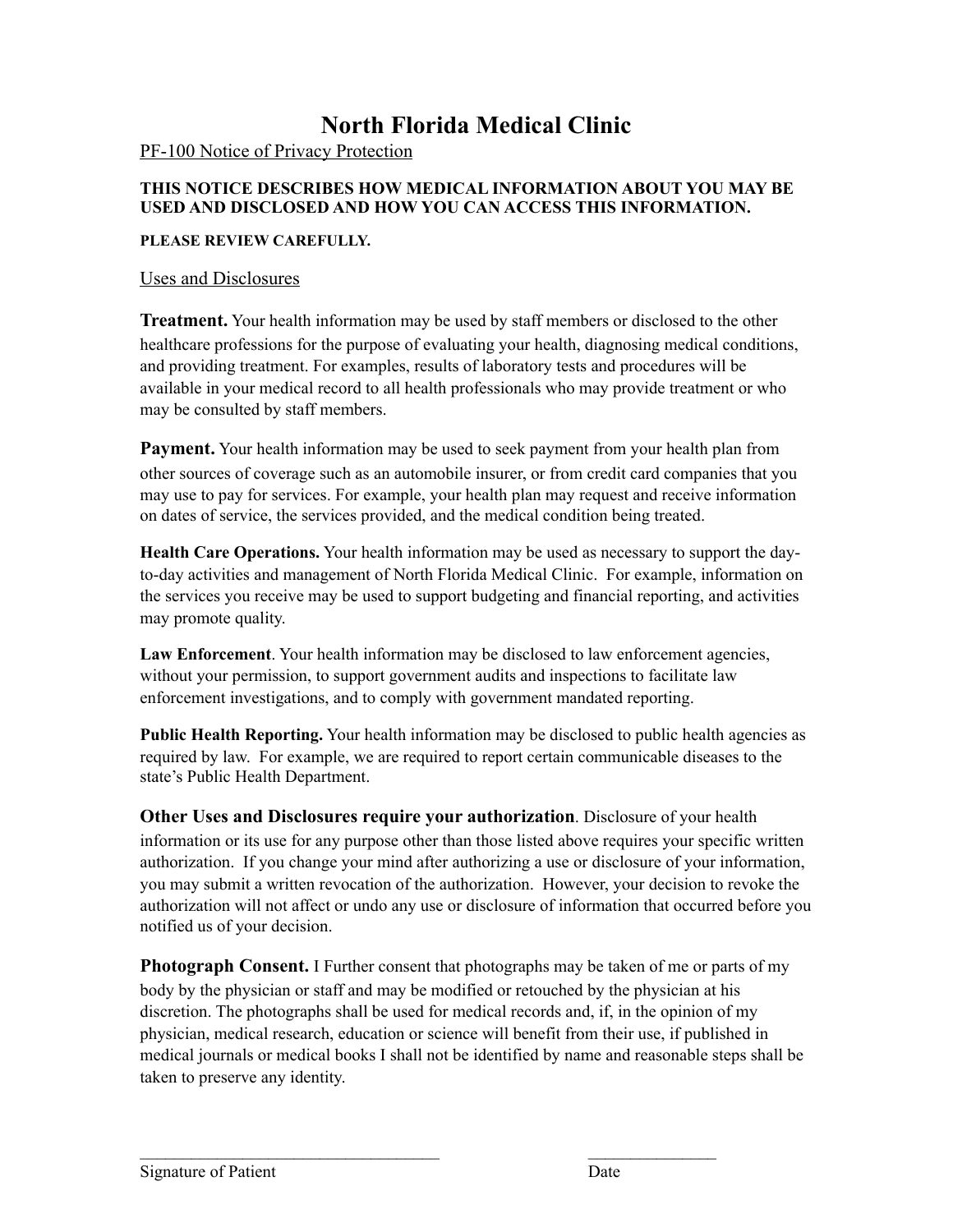# North Florida Medical Clinic

PF-100 Notice of Privacy Protection

**THIS NOTICE DESCRIBES HOW MEDICAL INFORMATION ABOUT YOU MAY BE USED AND DISCLOSED AND HOW YOU CAN ACCESS THIS INFORMATION.**

**PLEASE REVIEW CAREFULLY.**

## Uses and Disclosures

**Treatment.** Your health information may be used by staff members or disclosed to the other healthcare professions for the purpose of evaluating your health, diagnosing medical conditions, and providing treatment. For examples, results of laboratory tests and procedures will be available in your medical record to all health professionals who may provide treatment or who may be consulted by staff members.

**Payment.** Your health information may be used to seek payment from your health plan from other sources of coverage such as an automobile insurer, or from credit card companies that you may use to pay for services. For example, your health plan may request and receive information on dates of service, the services provided, and the medical condition being treated.

**Health Care Operations.** Your health information may be used as necessary to support the day-to-day activities and management of North Florida Medical Clinic. For example, information on the services you receive may be used to support budgeting and financial reporting, and activities may promote quality.

**Law Enforcement**. Your health information may be disclosed to law enforcement agencies, without your permission, to support government audits and inspections to facilitate law enforcement investigations, and to comply with government mandated reporting.

**Public Health Reporting.** Your health information may be disclosed to public health agencies as required by law. For example, we are required to report certain communicable diseases to the state's Public Health Department.

**Other Uses and Disclosures require your authorization**. Disclosure of your health information or its use for any purpose other than those listed above requires your specific written authorization. If you change your mind after authorizing a use or disclosure of your information, you may submit a written revocation of the authorization. However, your decision to revoke the authorization will not affect or undo any use or disclosure of information that occurred before you notified us of your decision.

**Photograph Consent.** I Further consent that photographs may be taken of me or parts of my body by the physician or staff and may be modified or retouched by the physician at his discretion. The photographs shall be used for medical records and, if, in the opinion of my physician, medical research, education or science will benefit from their use, if published in medical journals or medical books I shall not be identified by name and reasonable steps shall be taken to preserve any identity.

\_\_\_\_\_\_\_\_\_\_\_\_\_\_\_\_\_\_\_\_\_\_\_\_\_\_\_\_\_\_\_\_\_\_\_ \_\_\_\_\_\_\_\_\_\_\_\_\_\_\_

Signature of Patient Date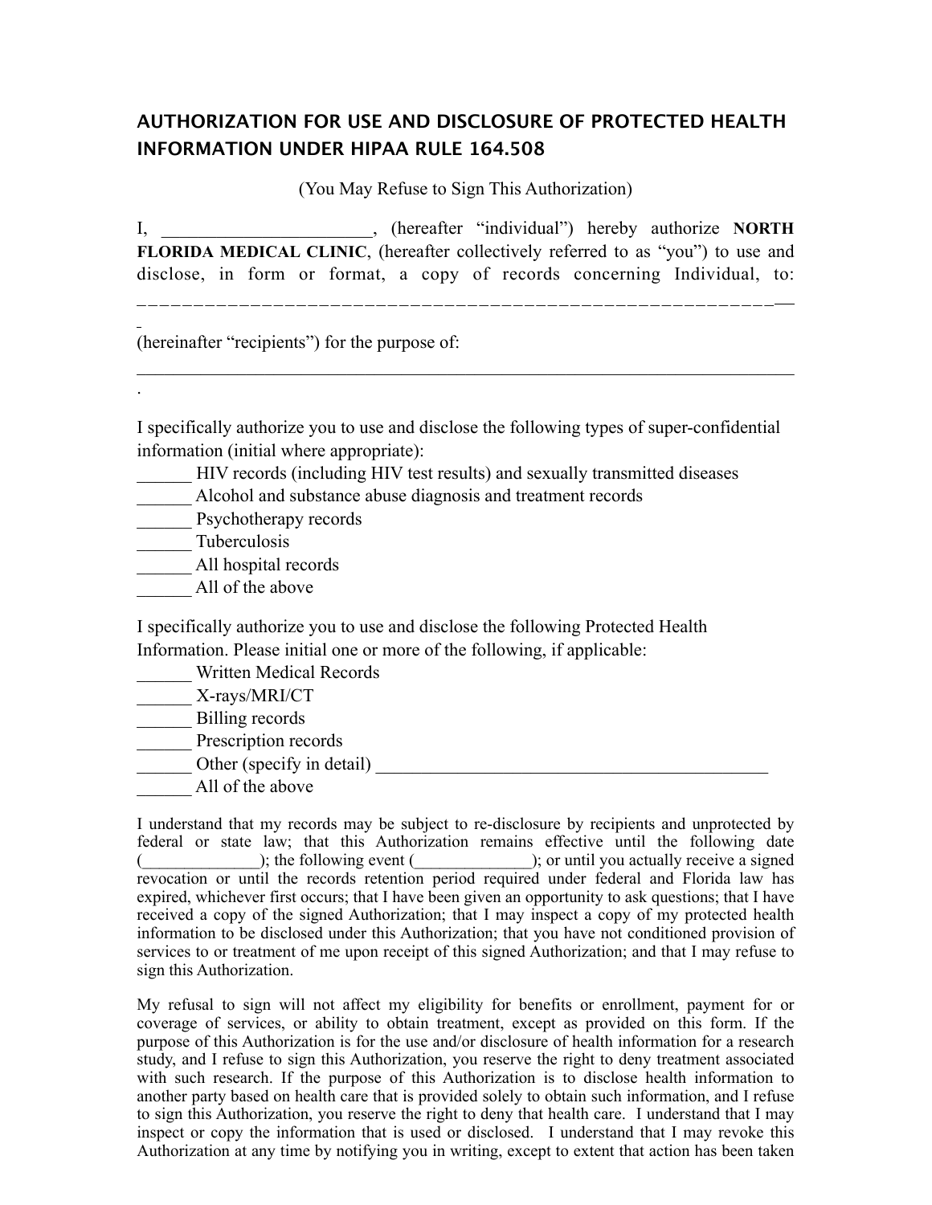## AUTHORIZATION FOR USE AND DISCLOSURE OF PROTECTED HEALTH INFORMATION UNDER HIPAA RULE 164.508

(You May Refuse to Sign This Authorization)

I, _______________________, (hereafter "individual") hereby authorize **NORTH FLORIDA MEDICAL CLINIC**, (hereafter collectively referred to as "you") to use and disclose, in form or format, a copy of records concerning Individual, to: ____________________________________________________________

(hereinafter "recipients") for the purpose of: ______________________________________________________________________.

I specifically authorize you to use and disclose the following types of super-confidential information (initial where appropriate):

______ HIV records (including HIV test results) and sexually transmitted diseases
______ Alcohol and substance abuse diagnosis and treatment records
______ Psychotherapy records
______ Tuberculosis
______ All hospital records
______ All of the above

I specifically authorize you to use and disclose the following Protected Health Information. Please initial one or more of the following, if applicable:

______ Written Medical Records
______ X-rays/MRI/CT
______ Billing records
______ Prescription records
______ Other (specify in detail) ____________________________________________
______ All of the above

I understand that my records may be subject to re-disclosure by recipients and unprotected by federal or state law; that this Authorization remains effective until the following date (______________); the following event (______________); or until you actually receive a signed revocation or until the records retention period required under federal and Florida law has expired, whichever first occurs; that I have been given an opportunity to ask questions; that I have received a copy of the signed Authorization; that I may inspect a copy of my protected health information to be disclosed under this Authorization; that you have not conditioned provision of services to or treatment of me upon receipt of this signed Authorization; and that I may refuse to sign this Authorization.

My refusal to sign will not affect my eligibility for benefits or enrollment, payment for or coverage of services, or ability to obtain treatment, except as provided on this form. If the purpose of this Authorization is for the use and/or disclosure of health information for a research study, and I refuse to sign this Authorization, you reserve the right to deny treatment associated with such research. If the purpose of this Authorization is to disclose health information to another party based on health care that is provided solely to obtain such information, and I refuse to sign this Authorization, you reserve the right to deny that health care. I understand that I may inspect or copy the information that is used or disclosed. I understand that I may revoke this Authorization at any time by notifying you in writing, except to extent that action has been taken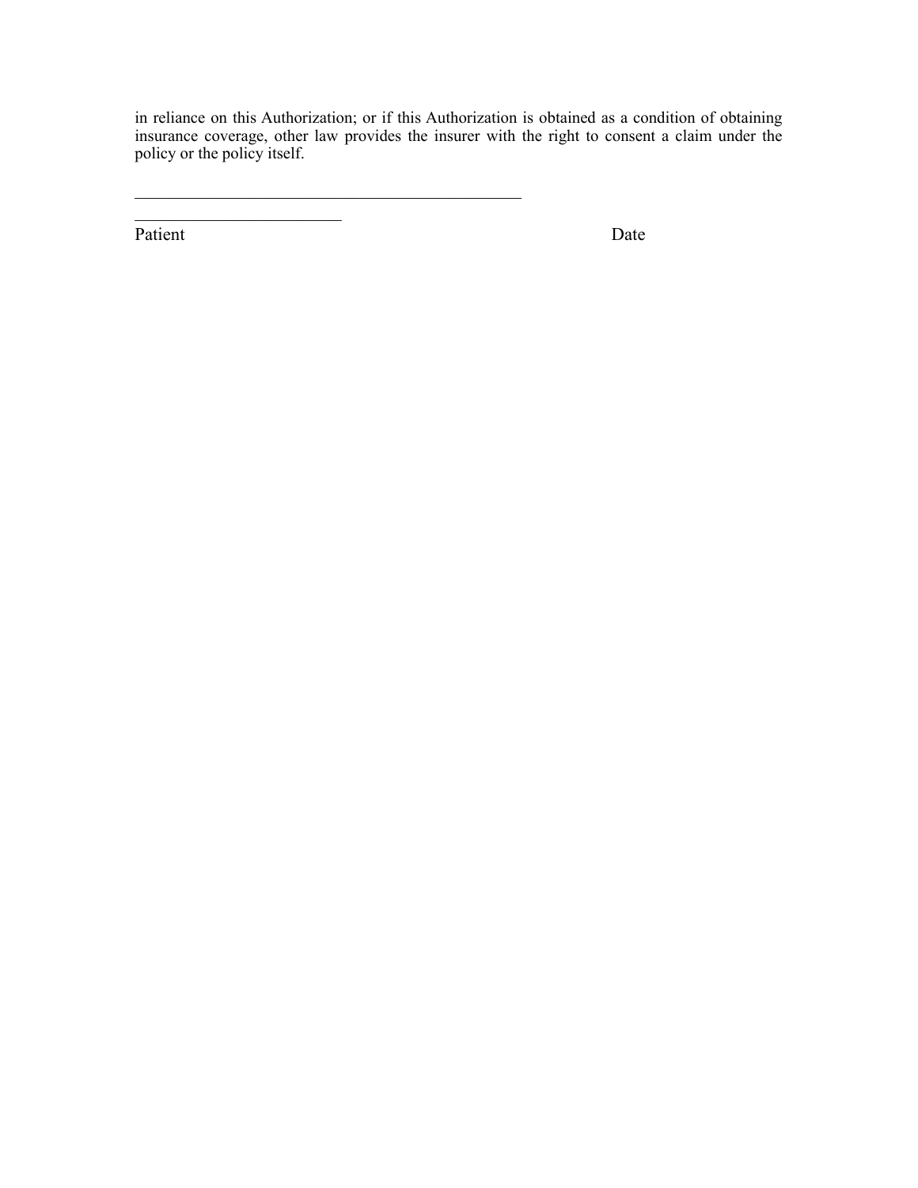in reliance on this Authorization; or if this Authorization is obtained as a condition of obtaining insurance coverage, other law provides the insurer with the right to consent a claim under the policy or the policy itself.

______________________________________________
_________________________

Patient                                                                                    Date